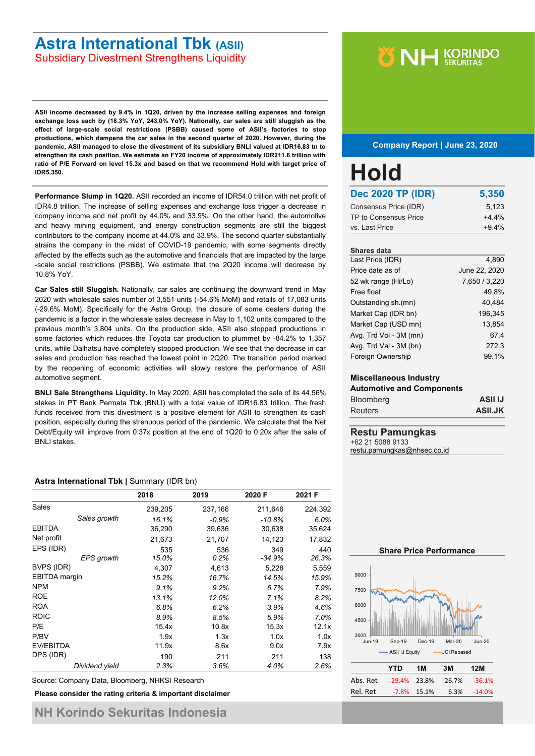# Astra International Tbk (ASII)

## Subsidiary Divestment Strengthens Liquidity

**ASII income decreased by 9.4% in 1Q20, driven by the increase selling expenses and foreign exchange loss each by (18.3% YoY, 243.0% YoY). Nationally, car sales are still sluggish as the effect of large-scale social restrictions (PSBB) caused some of ASII's factories to stop productions, which dampens the car sales in the second quarter of 2020. However, during the pandemic, ASII managed to close the divestment of its subsidiary BNLI valued at IDR16.83 tn to strengthen its cash position. We estimate an FY20 income of approximately IDR211.6 trillion with ratio of P/E Forward on level 15.3x and based on that we recommend Hold with target price of IDR5,350.**

**Performance Slump in 1Q20.** ASII recorded an income of IDR54.0 trillion with net profit of IDR4.8 trillion. The increase of selling expenses and exchange loss trigger a decrease in company income and net profit by 44.0% and 33.9%. On the other hand, the automotive and heavy mining equipment, and energy construction segments are still the biggest contributors to the company income at 44.0% and 33.9%. The second quarter substantially strains the company in the midst of COVID-19 pandemic, with some segments directly affected by the effects such as the automotive and financials that are impacted by the large -scale social restrictions (PSBB). We estimate that the 2Q20 income will decrease by 10.8% YoY.

**Car Sales still Sluggish.** Nationally, car sales are continuing the downward trend in May 2020 with wholesale sales number of 3,551 units (-54.6% MoM) and retails of 17,083 units (-29.6% MoM). Specifically for the Astra Group, the closure of some dealers during the pandemic is a factor in the wholesale sales decrease in May to 1,102 units compared to the previous month's 3,804 units. On the production side, ASII also stopped productions in some factories which reduces the Toyota car production to plummet by -84.2% to 1,357 units, while Daihatsu have completely stopped production. We see that the decrease in car sales and production has reached the lowest point in 2Q20. The transition period marked by the reopening of economic activities will slowly restore the performance of ASII automotive segment.

**BNLI Sale Strengthens Liquidity.** In May 2020, ASII has completed the sale of its 44.56% stakes in PT Bank Permata Tbk (BNLI) with a total value of IDR16.83 trillion. The fresh funds received from this divestment is a positive element for ASII to strengthen its cash position, especially during the strenuous period of the pandemic. We calculate that the Net Debt/Equity will improve from 0.37x position at the end of 1Q20 to 0.20x after the sale of BNLI stakes.

**Astra International Tbk** | Summary (IDR bn)

| | 2018 | 2019 | 2020 F | 2021 F |
|---|---|---|---|---|
| Sales | 239,205 | 237,166 | 211,646 | 224,392 |
| *Sales growth* | *16.1%* | *-0.9%* | *-10.8%* | *6.0%* |
| EBITDA | 36,290 | 39,636 | 30,638 | 35,624 |
| Net profit | 21,673 | 21,707 | 14,123 | 17,832 |
| EPS (IDR) | 535 | 536 | 349 | 440 |
| *EPS growth* | *15.0%* | *0.2%* | *-34.9%* | *26.3%* |
| BVPS (IDR) | 4,307 | 4,613 | 5,228 | 5,559 |
| EBITDA margin | *15.2%* | *16.7%* | *14.5%* | *15.9%* |
| NPM | *9.1%* | *9.2%* | *6.7%* | *7.9%* |
| ROE | *13.1%* | *12.0%* | *7.1%* | *8.2%* |
| ROA | *6.8%* | *6.2%* | *3.9%* | *4.6%* |
| ROIC | *8.9%* | *8.5%* | *5.9%* | *7.0%* |
| P/E | 15.4x | 10.8x | 15.3x | 12.1x |
| P/BV | 1.9x | 1.3x | 1.0x | 1.0x |
| EV/EBITDA | 11.9x | 8.6x | 9.0x | 7.9x |
| DPS (IDR) | 190 | 211 | 211 | 138 |
| *Dividend yield* | *2.3%* | *3.6%* | *4.0%* | *2.6%* |

Source: Company Data, Bloomberg, NHKSI Research

**Please consider the rating criteria & important disclaimer**

NH Korindo Sekuritas Indonesia

**Company Report | June 23, 2020**

# Hold

| **Dec 2020 TP (IDR)** | **5,350** |
|---|---|
| Consensus Price (IDR) | 5,123 |
| TP to Consensus Price | +4.4% |
| vs. Last Price | +9.4% |

**Shares data**

| | |
|---|---|
| Last Price (IDR) | 4,890 |
| Price date as of | June 22, 2020 |
| 52 wk range (Hi/Lo) | 7,650 / 3,220 |
| Free float | 49.8% |
| Outstanding sh.(mn) | 40,484 |
| Market Cap (IDR bn) | 196,345 |
| Market Cap (USD mn) | 13,854 |
| Avg. Trd Vol - 3M (mn) | 67.4 |
| Avg. Trd Val - 3M (bn) | 272.3 |
| Foreign Ownership | 99.1% |

**Miscellaneous Industry**
**Automotive and Components**

| | |
|---|---|
| Bloomberg | **ASII IJ** |
| Reuters | **ASII.JK** |

**Restu Pamungkas**
+62 21 5088 9133
restu.pamungkas@nhsec.co.id

**Share Price Performance**

9000
7500
6000
4500
3000
Jun-19 Sep-19 Dec-19 Mar-20 Jun-20
ASII IJ Equity
JCI Rebased

| | YTD | 1M | 3M | 12M |
|---|---|---|---|---|
| Abs. Ret | -29.4% | 23.8% | 26.7% | -36.1% |
| Rel. Ret | -7.8% | 15.1% | 6.3% | -14.0% |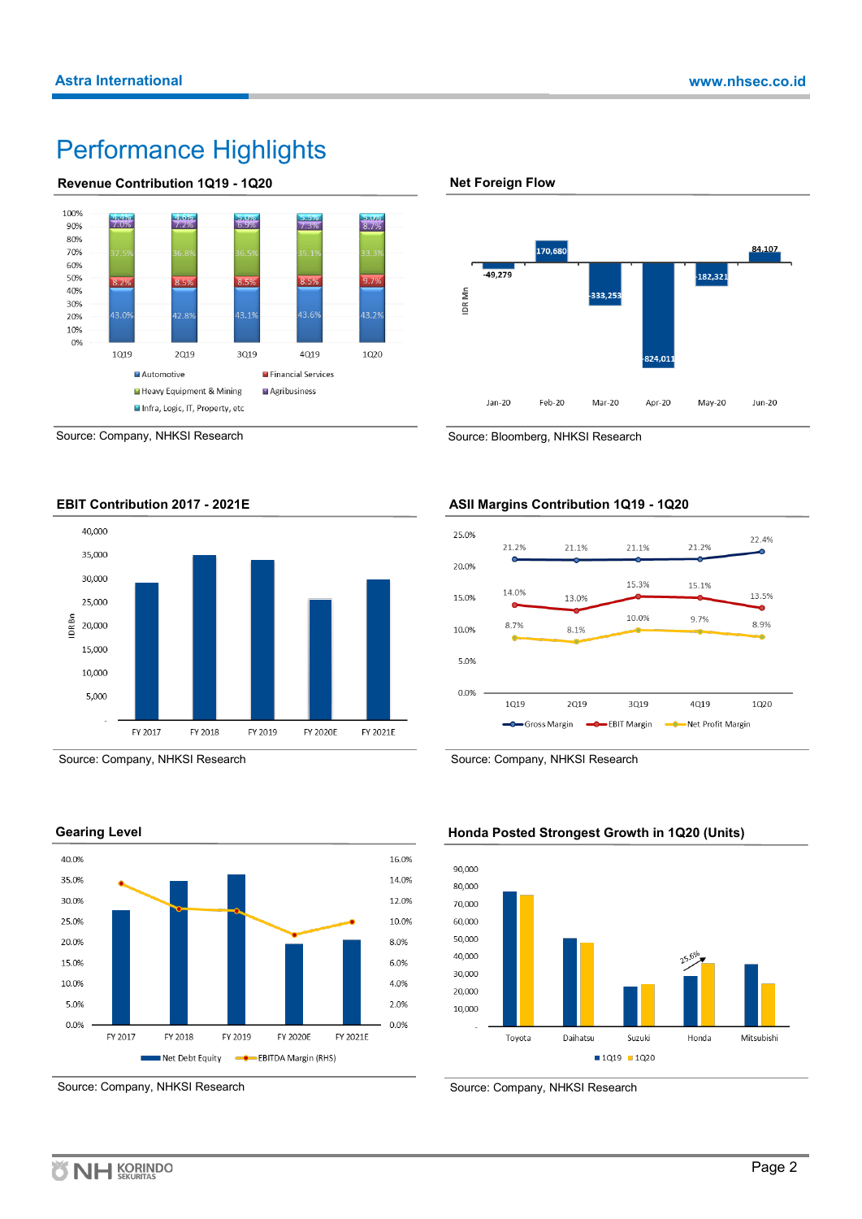# Performance Highlights

### Revenue Contribution 1Q19 - 1Q20

100%
90%
80%
70%
60%
50%
40%
30%
20%
10%
0%

1Q19: 43.0%, 8.2%, 37.5%, 7.0%, 4.4%
2Q19: 42.8%, 8.5%, 36.8%, 7.2%, 4.6%
3Q19: 43.1%, 8.5%, 36.5%, 6.9%, 5.0%
4Q19: 43.6%, 8.5%, 35.1%, 7.3%, 5.5%
1Q20: 43.2%, 9.7%, 33.3%, 8.7%, 5.0%

Automotive
Financial Services
Heavy Equipment & Mining
Agribusiness
Infra, Logic, IT, Property, etc

Source: Company, NHKSI Research

### Net Foreign Flow

IDR Mn

Jan-20: -49,279
Feb-20: 170,680
Mar-20: -333,253
Apr-20: -824,011
May-20: -182,321
Jun-20: 84,107

Source: Bloomberg, NHKSI Research

### EBIT Contribution 2017 - 2021E

IDR Bn

40,000
35,000
30,000
25,000
20,000
15,000
10,000
5,000
-

FY 2017
FY 2018
FY 2019
FY 2020E
FY 2021E

Source: Company, NHKSI Research

### ASII Margins Contribution 1Q19 - 1Q20

25.0%
20.0%
15.0%
10.0%
5.0%
0.0%

1Q19: 21.2%, 14.0%, 8.7%
2Q19: 21.1%, 13.0%, 8.1%
3Q19: 21.1%, 15.3%, 10.0%
4Q19: 21.2%, 15.1%, 9.7%
1Q20: 22.4%, 13.5%, 8.9%

Gross Margin
EBIT Margin
Net Profit Margin

Source: Company, NHKSI Research

### Gearing Level

40.0%
35.0%
30.0%
25.0%
20.0%
15.0%
10.0%
5.0%
0.0%

16.0%
14.0%
12.0%
10.0%
8.0%
6.0%
4.0%
2.0%
0.0%

FY 2017
FY 2018
FY 2019
FY 2020E
FY 2021E

Net Debt Equity
EBITDA Margin (RHS)

Source: Company, NHKSI Research

### Honda Posted Strongest Growth in 1Q20 (Units)

90,000
80,000
70,000
60,000
50,000
40,000
30,000
20,000
10,000
-

Toyota
Daihatsu
Suzuki
Honda
Mitsubishi

25.6%

1Q19
1Q20

Source: Company, NHKSI Research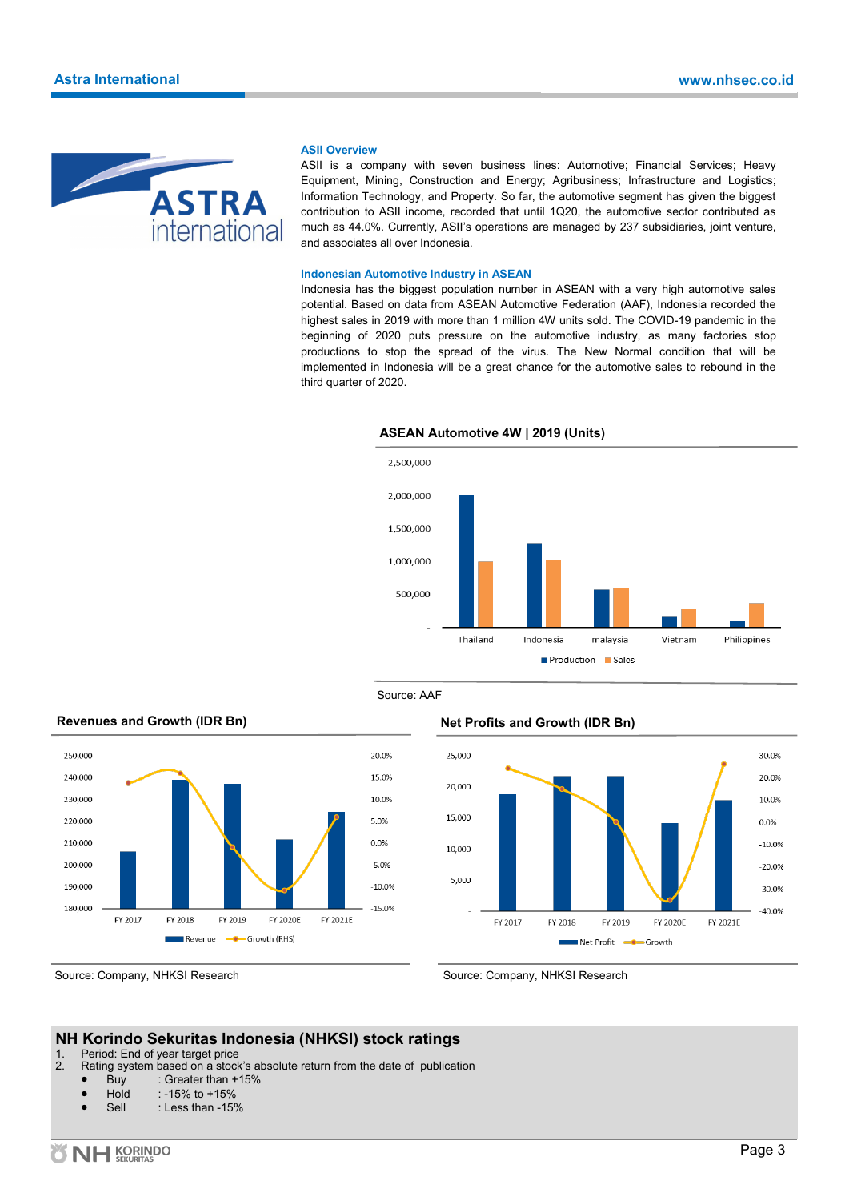### ASII Overview

ASII is a company with seven business lines: Automotive; Financial Services; Heavy Equipment, Mining, Construction and Energy; Agribusiness; Infrastructure and Logistics; Information Technology, and Property. So far, the automotive segment has given the biggest contribution to ASII income, recorded that until 1Q20, the automotive sector contributed as much as 44.0%. Currently, ASII's operations are managed by 237 subsidiaries, joint venture, and associates all over Indonesia.

### Indonesian Automotive Industry in ASEAN

Indonesia has the biggest population number in ASEAN with a very high automotive sales potential. Based on data from ASEAN Automotive Federation (AAF), Indonesia recorded the highest sales in 2019 with more than 1 million 4W units sold. The COVID-19 pandemic in the beginning of 2020 puts pressure on the automotive industry, as many factories stop productions to stop the spread of the virus. The New Normal condition that will be implemented in Indonesia will be a great chance for the automotive sales to rebound in the third quarter of 2020.

**ASEAN Automotive 4W | 2019 (Units)**

2,500,000
2,000,000
1,500,000
1,000,000
500,000
-
Thailand
Indonesia
malaysia
Vietnam
Philippines
Production
Sales

Source: AAF

**Revenues and Growth (IDR Bn)**

250,000
240,000
230,000
220,000
210,000
200,000
190,000
180,000
20.0%
15.0%
10.0%
5.0%
0.0%
-5.0%
-10.0%
-15.0%
FY 2017
FY 2018
FY 2019
FY 2020E
FY 2021E
Revenue
Growth (RHS)

Source: Company, NHKSI Research

**Net Profits and Growth (IDR Bn)**

25,000
20,000
15,000
10,000
5,000
-
30.0%
20.0%
10.0%
0.0%
-10.0%
-20.0%
-30.0%
-40.0%
FY 2017
FY 2018
FY 2019
FY 2020E
FY 2021E
Net Profit
Growth

Source: Company, NHKSI Research

## NH Korindo Sekuritas Indonesia (NHKSI) stock ratings

1. Period: End of year target price
2. Rating system based on a stock's absolute return from the date of publication
   - Buy : Greater than +15%
   - Hold : -15% to +15%
   - Sell : Less than -15%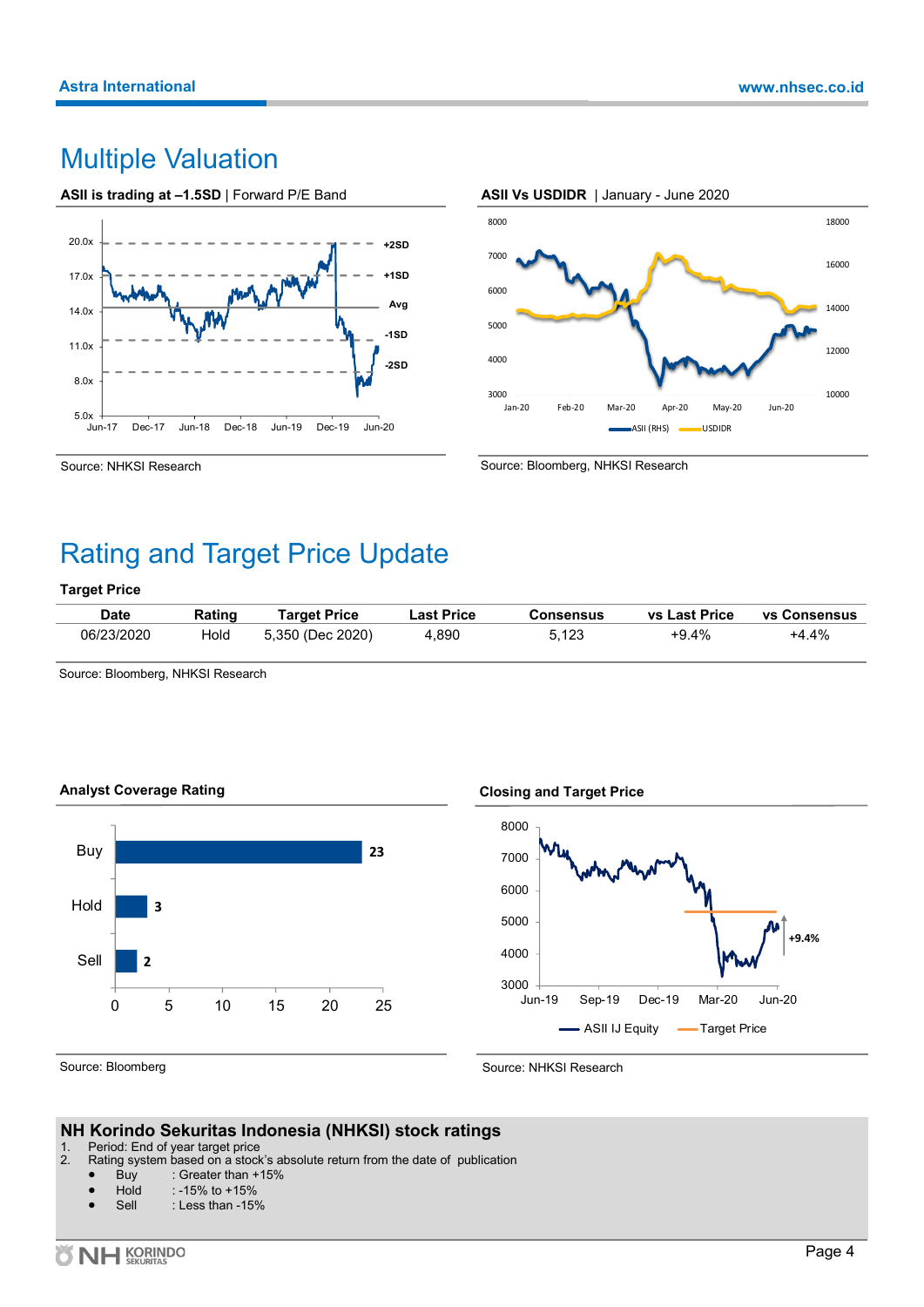# Multiple Valuation

**ASII is trading at –1.5SD** | Forward P/E Band

20.0x
17.0x
14.0x
11.0x
8.0x
5.0x

+2SD
+1SD
Avg
-1SD
-2SD

Jun-17 Dec-17 Jun-18 Dec-18 Jun-19 Dec-19 Jun-20

Source: NHKSI Research

**ASII Vs USDIDR** | January - June 2020

8000
7000
6000
5000
4000
3000

18000
16000
14000
12000
10000

Jan-20 Feb-20 Mar-20 Apr-20 May-20 Jun-20

ASII (RHS) USDIDR

Source: Bloomberg, NHKSI Research

# Rating and Target Price Update

**Target Price**

| Date | Rating | Target Price | Last Price | Consensus | vs Last Price | vs Consensus |
|---|---|---|---|---|---|---|
| 06/23/2020 | Hold | 5,350 (Dec 2020) | 4,890 | 5,123 | +9.4% | +4.4% |

Source: Bloomberg, NHKSI Research

**Analyst Coverage Rating**

Buy 23
Hold 3
Sell 2

0 5 10 15 20 25

Source: Bloomberg

**Closing and Target Price**

8000
7000
6000
5000
4000
3000

Jun-19 Sep-19 Dec-19 Mar-20 Jun-20

+9.4%

ASII IJ Equity Target Price

Source: NHKSI Research

## NH Korindo Sekuritas Indonesia (NHKSI) stock ratings

1. Period: End of year target price
2. Rating system based on a stock's absolute return from the date of publication
   - Buy : Greater than +15%
   - Hold : -15% to +15%
   - Sell : Less than -15%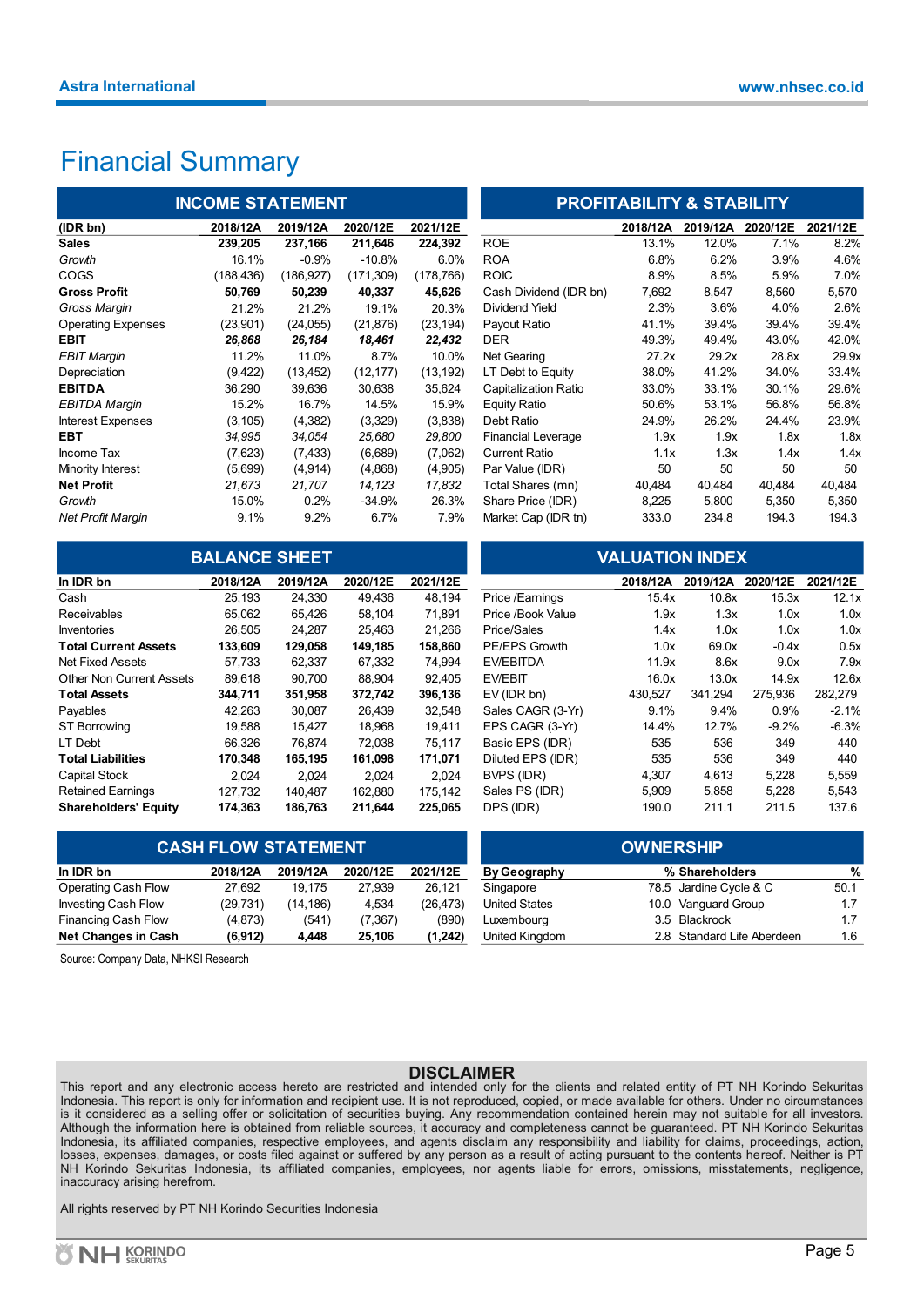# Financial Summary

## INCOME STATEMENT

| (IDR bn) | 2018/12A | 2019/12A | 2020/12E | 2021/12E |
|---|---|---|---|---|
| **Sales** | **239,205** | **237,166** | **211,646** | **224,392** |
| *Growth* | 16.1% | -0.9% | -10.8% | 6.0% |
| COGS | (188,436) | (186,927) | (171,309) | (178,766) |
| **Gross Profit** | **50,769** | **50,239** | **40,337** | **45,626** |
| *Gross Margin* | 21.2% | 21.2% | 19.1% | 20.3% |
| Operating Expenses | (23,901) | (24,055) | (21,876) | (23,194) |
| **EBIT** | ***26,868*** | ***26,184*** | ***18,461*** | ***22,432*** |
| *EBIT Margin* | 11.2% | 11.0% | 8.7% | 10.0% |
| Depreciation | (9,422) | (13,452) | (12,177) | (13,192) |
| **EBITDA** | 36,290 | 39,636 | 30,638 | 35,624 |
| *EBITDA Margin* | 15.2% | 16.7% | 14.5% | 15.9% |
| Interest Expenses | (3,105) | (4,382) | (3,329) | (3,838) |
| **EBT** | *34,995* | *34,054* | *25,680* | *29,800* |
| Income Tax | (7,623) | (7,433) | (6,689) | (7,062) |
| Minority Interest | (5,699) | (4,914) | (4,868) | (4,905) |
| **Net Profit** | *21,673* | *21,707* | *14,123* | *17,832* |
| *Growth* | 15.0% | 0.2% | -34.9% | 26.3% |
| *Net Profit Margin* | 9.1% | 9.2% | 6.7% | 7.9% |

## PROFITABILITY & STABILITY

| | 2018/12A | 2019/12A | 2020/12E | 2021/12E |
|---|---|---|---|---|
| ROE | 13.1% | 12.0% | 7.1% | 8.2% |
| ROA | 6.8% | 6.2% | 3.9% | 4.6% |
| ROIC | 8.9% | 8.5% | 5.9% | 7.0% |
| Cash Dividend (IDR bn) | 7,692 | 8,547 | 8,560 | 5,570 |
| Dividend Yield | 2.3% | 3.6% | 4.0% | 2.6% |
| Payout Ratio | 41.1% | 39.4% | 39.4% | 39.4% |
| DER | 49.3% | 49.4% | 43.0% | 42.0% |
| Net Gearing | 27.2x | 29.2x | 28.8x | 29.9x |
| LT Debt to Equity | 38.0% | 41.2% | 34.0% | 33.4% |
| Capitalization Ratio | 33.0% | 33.1% | 30.1% | 29.6% |
| Equity Ratio | 50.6% | 53.1% | 56.8% | 56.8% |
| Debt Ratio | 24.9% | 26.2% | 24.4% | 23.9% |
| Financial Leverage | 1.9x | 1.9x | 1.8x | 1.8x |
| Current Ratio | 1.1x | 1.3x | 1.4x | 1.4x |
| Par Value (IDR) | 50 | 50 | 50 | 50 |
| Total Shares (mn) | 40,484 | 40,484 | 40,484 | 40,484 |
| Share Price (IDR) | 8,225 | 5,800 | 5,350 | 5,350 |
| Market Cap (IDR tn) | 333.0 | 234.8 | 194.3 | 194.3 |

## BALANCE SHEET

| In IDR bn | 2018/12A | 2019/12A | 2020/12E | 2021/12E |
|---|---|---|---|---|
| Cash | 25,193 | 24,330 | 49,436 | 48,194 |
| Receivables | 65,062 | 65,426 | 58,104 | 71,891 |
| Inventories | 26,505 | 24,287 | 25,463 | 21,266 |
| **Total Current Assets** | **133,609** | **129,058** | **149,185** | **158,860** |
| Net Fixed Assets | 57,733 | 62,337 | 67,332 | 74,994 |
| Other Non Current Assets | 89,618 | 90,700 | 88,904 | 92,405 |
| **Total Assets** | **344,711** | **351,958** | **372,742** | **396,136** |
| Payables | 42,263 | 30,087 | 26,439 | 32,548 |
| ST Borrowing | 19,588 | 15,427 | 18,968 | 19,411 |
| LT Debt | 66,326 | 76,874 | 72,038 | 75,117 |
| **Total Liabilities** | **170,348** | **165,195** | **161,098** | **171,071** |
| Capital Stock | 2,024 | 2,024 | 2,024 | 2,024 |
| Retained Earnings | 127,732 | 140,487 | 162,880 | 175,142 |
| **Shareholders' Equity** | **174,363** | **186,763** | **211,644** | **225,065** |

## VALUATION INDEX

| | 2018/12A | 2019/12A | 2020/12E | 2021/12E |
|---|---|---|---|---|
| Price /Earnings | 15.4x | 10.8x | 15.3x | 12.1x |
| Price /Book Value | 1.9x | 1.3x | 1.0x | 1.0x |
| Price/Sales | 1.4x | 1.0x | 1.0x | 1.0x |
| PE/EPS Growth | 1.0x | 69.0x | -0.4x | 0.5x |
| EV/EBITDA | 11.9x | 8.6x | 9.0x | 7.9x |
| EV/EBIT | 16.0x | 13.0x | 14.9x | 12.6x |
| EV (IDR bn) | 430,527 | 341,294 | 275,936 | 282,279 |
| Sales CAGR (3-Yr) | 9.1% | 9.4% | 0.9% | -2.1% |
| EPS CAGR (3-Yr) | 14.4% | 12.7% | -9.2% | -6.3% |
| Basic EPS (IDR) | 535 | 536 | 349 | 440 |
| Diluted EPS (IDR) | 535 | 536 | 349 | 440 |
| BVPS (IDR) | 4,307 | 4,613 | 5,228 | 5,559 |
| Sales PS (IDR) | 5,909 | 5,858 | 5,228 | 5,543 |
| DPS (IDR) | 190.0 | 211.1 | 211.5 | 137.6 |

## CASH FLOW STATEMENT

| In IDR bn | 2018/12A | 2019/12A | 2020/12E | 2021/12E |
|---|---|---|---|---|
| Operating Cash Flow | 27,692 | 19,175 | 27,939 | 26,121 |
| Investing Cash Flow | (29,731) | (14,186) | 4,534 | (26,473) |
| Financing Cash Flow | (4,873) | (541) | (7,367) | (890) |
| **Net Changes in Cash** | **(6,912)** | **4,448** | **25,106** | **(1,242)** |

## OWNERSHIP

| By Geography | % | Shareholders | % |
|---|---|---|---|
| Singapore | 78.5 | Jardine Cycle & C | 50.1 |
| United States | 10.0 | Vanguard Group | 1.7 |
| Luxembourg | 3.5 | Blackrock | 1.7 |
| United Kingdom | 2.8 | Standard Life Aberdeen | 1.6 |

Source: Company Data, NHKSI Research

## DISCLAIMER

This report and any electronic access hereto are restricted and intended only for the clients and related entity of PT NH Korindo Sekuritas Indonesia. This report is only for information and recipient use. It is not reproduced, copied, or made available for others. Under no circumstances is it considered as a selling offer or solicitation of securities buying. Any recommendation contained herein may not suitable for all investors. Although the information here is obtained from reliable sources, it accuracy and completeness cannot be guaranteed. PT NH Korindo Sekuritas Indonesia, its affiliated companies, respective employees, and agents disclaim any responsibility and liability for claims, proceedings, action, losses, expenses, damages, or costs filed against or suffered by any person as a result of acting pursuant to the contents hereof. Neither is PT NH Korindo Sekuritas Indonesia, its affiliated companies, employees, nor agents liable for errors, omissions, misstatements, negligence, inaccuracy arising herefrom.

All rights reserved by PT NH Korindo Securities Indonesia